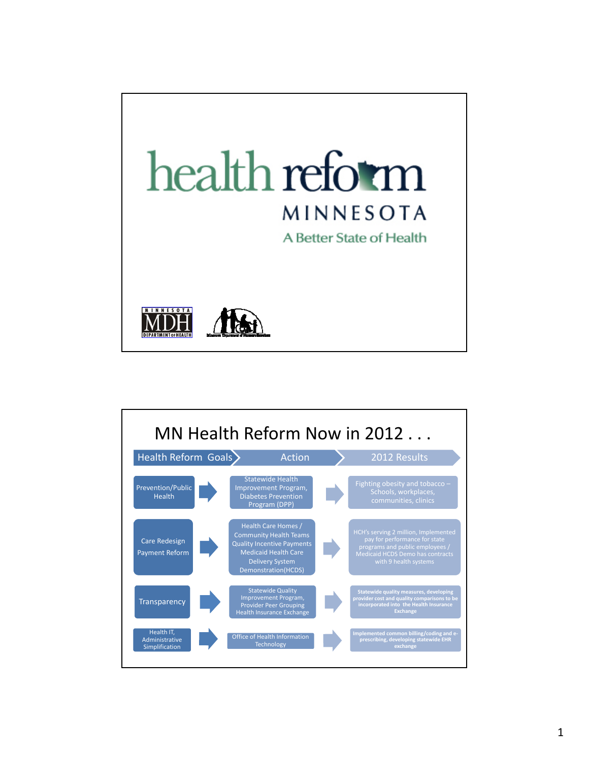# health reform MINNESOTA

A Better State of Health

MINNESOTA MDH DEPARTMENT of HEALTH

## MN Health Reform Now in 2012 . . .

| Health Reform Goals | Action | 2012 Results |
|---|---|---|
| Prevention/Public Health | Statewide Health Improvement Program, Diabetes Prevention Program (DPP) | Fighting obesity and tobacco – Schools, workplaces, communities, clinics |
| Care Redesign Payment Reform | Health Care Homes / Community Health Teams Quality Incentive Payments Medicaid Health Care Delivery System Demonstration(HCDS) | HCH's serving 2 million, Implemented pay for performance for state programs and public employees / Medicaid HCDS Demo has contracts with 9 health systems |
| Transparency | Statewide Quality Improvement Program, Provider Peer Grouping Health Insurance Exchange | Statewide quality measures, developing provider cost and quality comparisons to be incorporated into the Health Insurance Exchange |
| Health IT, Administrative Simplification | Office of Health Information Technology | Implemented common billing/coding and e-prescribing, developing statewide EHR exchange |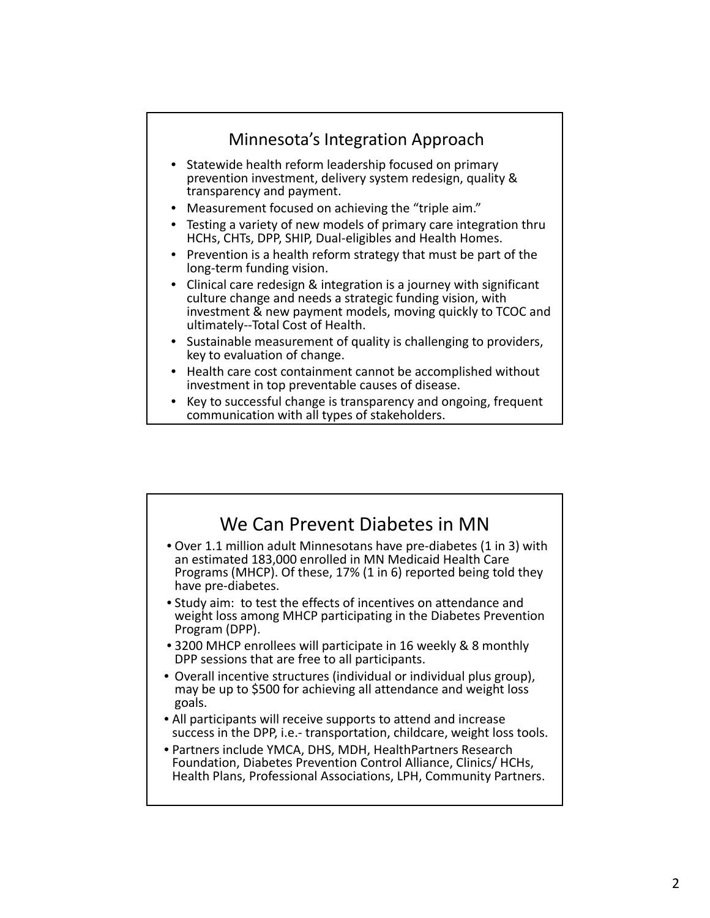## Minnesota's Integration Approach

- Statewide health reform leadership focused on primary prevention investment, delivery system redesign, quality & transparency and payment.
- Measurement focused on achieving the "triple aim."
- Testing a variety of new models of primary care integration thru HCHs, CHTs, DPP, SHIP, Dual-eligibles and Health Homes.
- Prevention is a health reform strategy that must be part of the long-term funding vision.
- Clinical care redesign & integration is a journey with significant culture change and needs a strategic funding vision, with investment & new payment models, moving quickly to TCOC and ultimately--Total Cost of Health.
- Sustainable measurement of quality is challenging to providers, key to evaluation of change.
- Health care cost containment cannot be accomplished without investment in top preventable causes of disease.
- Key to successful change is transparency and ongoing, frequent communication with all types of stakeholders.

## We Can Prevent Diabetes in MN

- Over 1.1 million adult Minnesotans have pre-diabetes (1 in 3) with an estimated 183,000 enrolled in MN Medicaid Health Care Programs (MHCP). Of these, 17% (1 in 6) reported being told they have pre-diabetes.
- Study aim: to test the effects of incentives on attendance and weight loss among MHCP participating in the Diabetes Prevention Program (DPP).
- 3200 MHCP enrollees will participate in 16 weekly & 8 monthly DPP sessions that are free to all participants.
- Overall incentive structures (individual or individual plus group), may be up to $500 for achieving all attendance and weight loss goals.
- All participants will receive supports to attend and increase success in the DPP, i.e.- transportation, childcare, weight loss tools.
- Partners include YMCA, DHS, MDH, HealthPartners Research Foundation, Diabetes Prevention Control Alliance, Clinics/ HCHs, Health Plans, Professional Associations, LPH, Community Partners.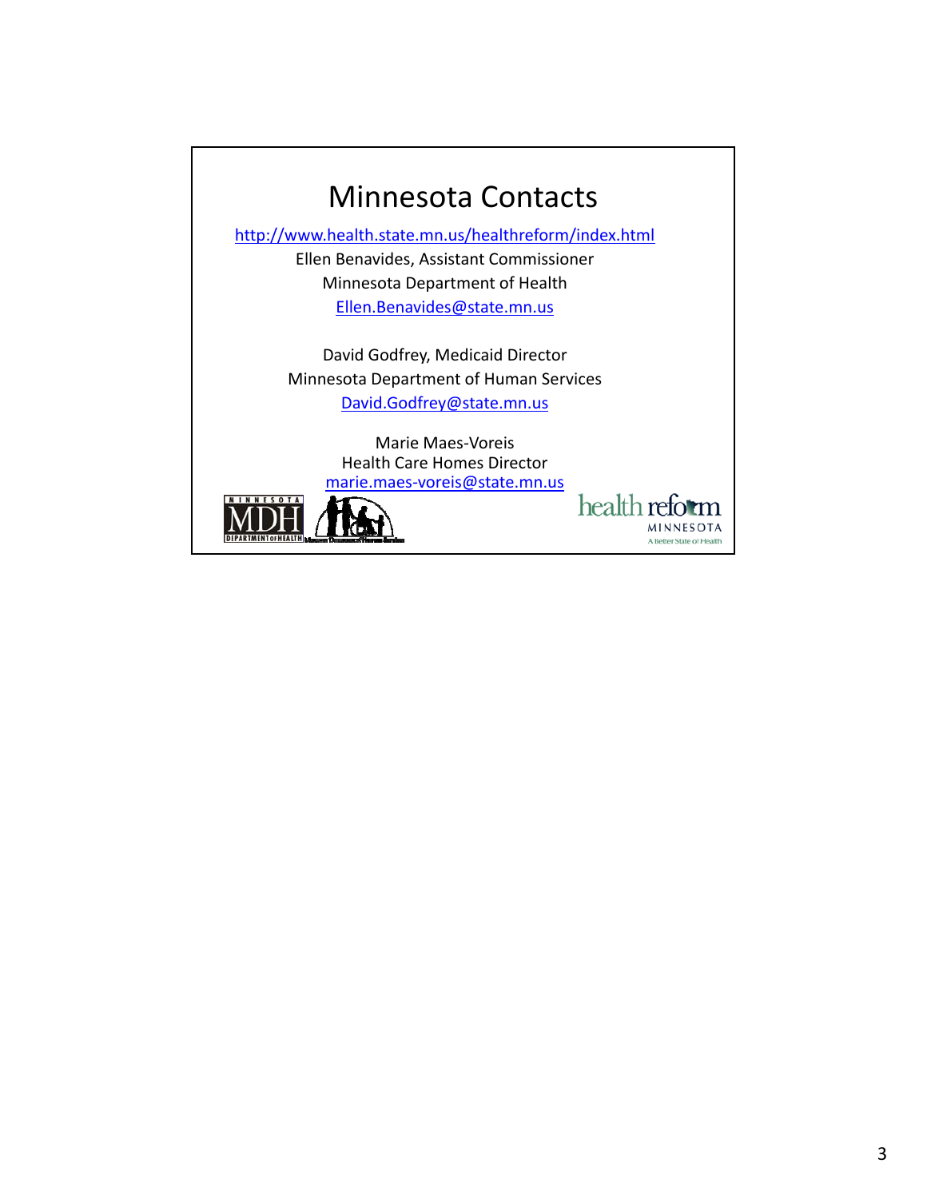# Minnesota Contacts

http://www.health.state.mn.us/healthreform/index.html

Ellen Benavides, Assistant Commissioner
Minnesota Department of Health
Ellen.Benavides@state.mn.us

David Godfrey, Medicaid Director
Minnesota Department of Human Services
David.Godfrey@state.mn.us

Marie Maes-Voreis
Health Care Homes Director
marie.maes-voreis@state.mn.us